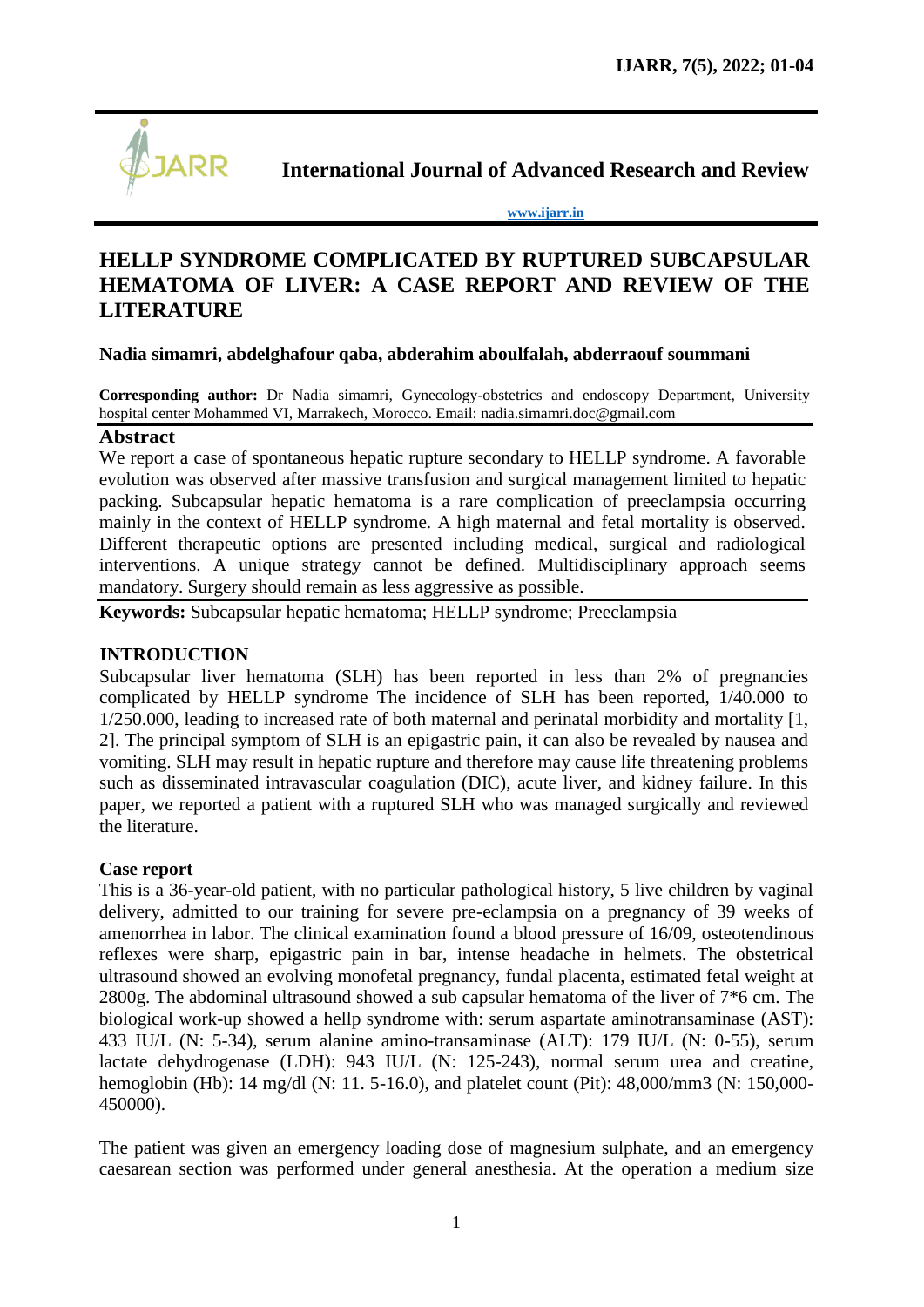# International Journal of Advanced Research and Review

www.ijarr.in

# HELLP SYNDROME COMPLICATED BY RUPTURED SUBCAPSULAR HEMATOMA OF LIVER: A CASE REPORT AND REVIEW OF THE LITERATURE

**Nadia simamri, abdelghafour qaba, abderahim aboulfalah, abderraouf soummani**

**Corresponding author:** Dr Nadia simamri, Gynecology-obstetrics and endoscopy Department, University hospital center Mohammed VI, Marrakech, Morocco. Email: nadia.simamri.doc@gmail.com

## Abstract

We report a case of spontaneous hepatic rupture secondary to HELLP syndrome. A favorable evolution was observed after massive transfusion and surgical management limited to hepatic packing. Subcapsular hepatic hematoma is a rare complication of preeclampsia occurring mainly in the context of HELLP syndrome. A high maternal and fetal mortality is observed. Different therapeutic options are presented including medical, surgical and radiological interventions. A unique strategy cannot be defined. Multidisciplinary approach seems mandatory. Surgery should remain as less aggressive as possible.

**Keywords:** Subcapsular hepatic hematoma; HELLP syndrome; Preeclampsia

## INTRODUCTION

Subcapsular liver hematoma (SLH) has been reported in less than 2% of pregnancies complicated by HELLP syndrome The incidence of SLH has been reported, 1/40.000 to 1/250.000, leading to increased rate of both maternal and perinatal morbidity and mortality [1, 2]. The principal symptom of SLH is an epigastric pain, it can also be revealed by nausea and vomiting. SLH may result in hepatic rupture and therefore may cause life threatening problems such as disseminated intravascular coagulation (DIC), acute liver, and kidney failure. In this paper, we reported a patient with a ruptured SLH who was managed surgically and reviewed the literature.

### Case report

This is a 36-year-old patient, with no particular pathological history, 5 live children by vaginal delivery, admitted to our training for severe pre-eclampsia on a pregnancy of 39 weeks of amenorrhea in labor. The clinical examination found a blood pressure of 16/09, osteotendinous reflexes were sharp, epigastric pain in bar, intense headache in helmets. The obstetrical ultrasound showed an evolving monofetal pregnancy, fundal placenta, estimated fetal weight at 2800g. The abdominal ultrasound showed a sub capsular hematoma of the liver of 7*6 cm. The biological work-up showed a hellp syndrome with: serum aspartate aminotransaminase (AST): 433 IU/L (N: 5-34), serum alanine amino-transaminase (ALT): 179 IU/L (N: 0-55), serum lactate dehydrogenase (LDH): 943 IU/L (N: 125-243), normal serum urea and creatine, hemoglobin (Hb): 14 mg/dl (N: 11. 5-16.0), and platelet count (Pit): 48,000/mm3 (N: 150,000-450000).

The patient was given an emergency loading dose of magnesium sulphate, and an emergency caesarean section was performed under general anesthesia. At the operation a medium size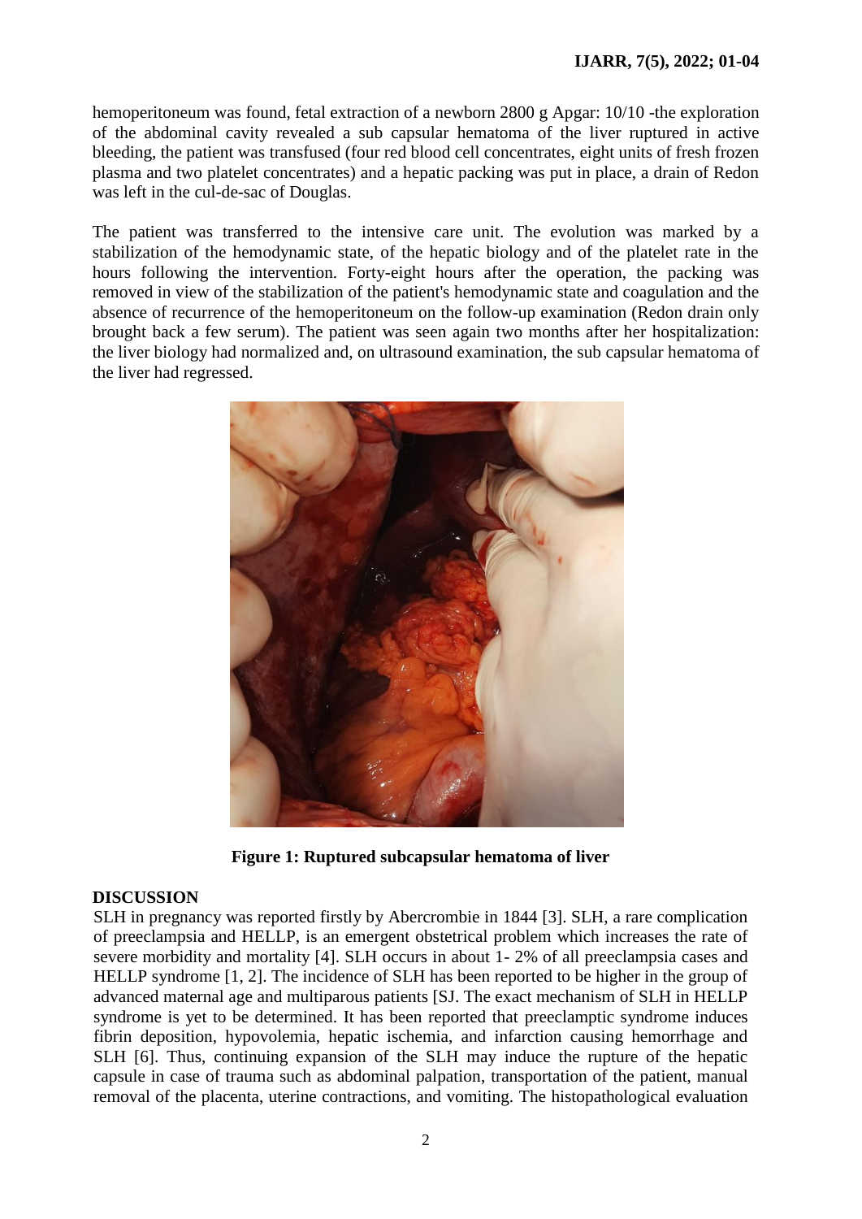hemoperitoneum was found, fetal extraction of a newborn 2800 g Apgar: 10/10 -the exploration of the abdominal cavity revealed a sub capsular hematoma of the liver ruptured in active bleeding, the patient was transfused (four red blood cell concentrates, eight units of fresh frozen plasma and two platelet concentrates) and a hepatic packing was put in place, a drain of Redon was left in the cul-de-sac of Douglas.

The patient was transferred to the intensive care unit. The evolution was marked by a stabilization of the hemodynamic state, of the hepatic biology and of the platelet rate in the hours following the intervention. Forty-eight hours after the operation, the packing was removed in view of the stabilization of the patient's hemodynamic state and coagulation and the absence of recurrence of the hemoperitoneum on the follow-up examination (Redon drain only brought back a few serum). The patient was seen again two months after her hospitalization: the liver biology had normalized and, on ultrasound examination, the sub capsular hematoma of the liver had regressed.

**Figure 1: Ruptured subcapsular hematoma of liver**

## DISCUSSION

SLH in pregnancy was reported firstly by Abercrombie in 1844 [3]. SLH, a rare complication of preeclampsia and HELLP, is an emergent obstetrical problem which increases the rate of severe morbidity and mortality [4]. SLH occurs in about 1- 2% of all preeclampsia cases and HELLP syndrome [1, 2]. The incidence of SLH has been reported to be higher in the group of advanced maternal age and multiparous patients [SJ. The exact mechanism of SLH in HELLP syndrome is yet to be determined. It has been reported that preeclamptic syndrome induces fibrin deposition, hypovolemia, hepatic ischemia, and infarction causing hemorrhage and SLH [6]. Thus, continuing expansion of the SLH may induce the rupture of the hepatic capsule in case of trauma such as abdominal palpation, transportation of the patient, manual removal of the placenta, uterine contractions, and vomiting. The histopathological evaluation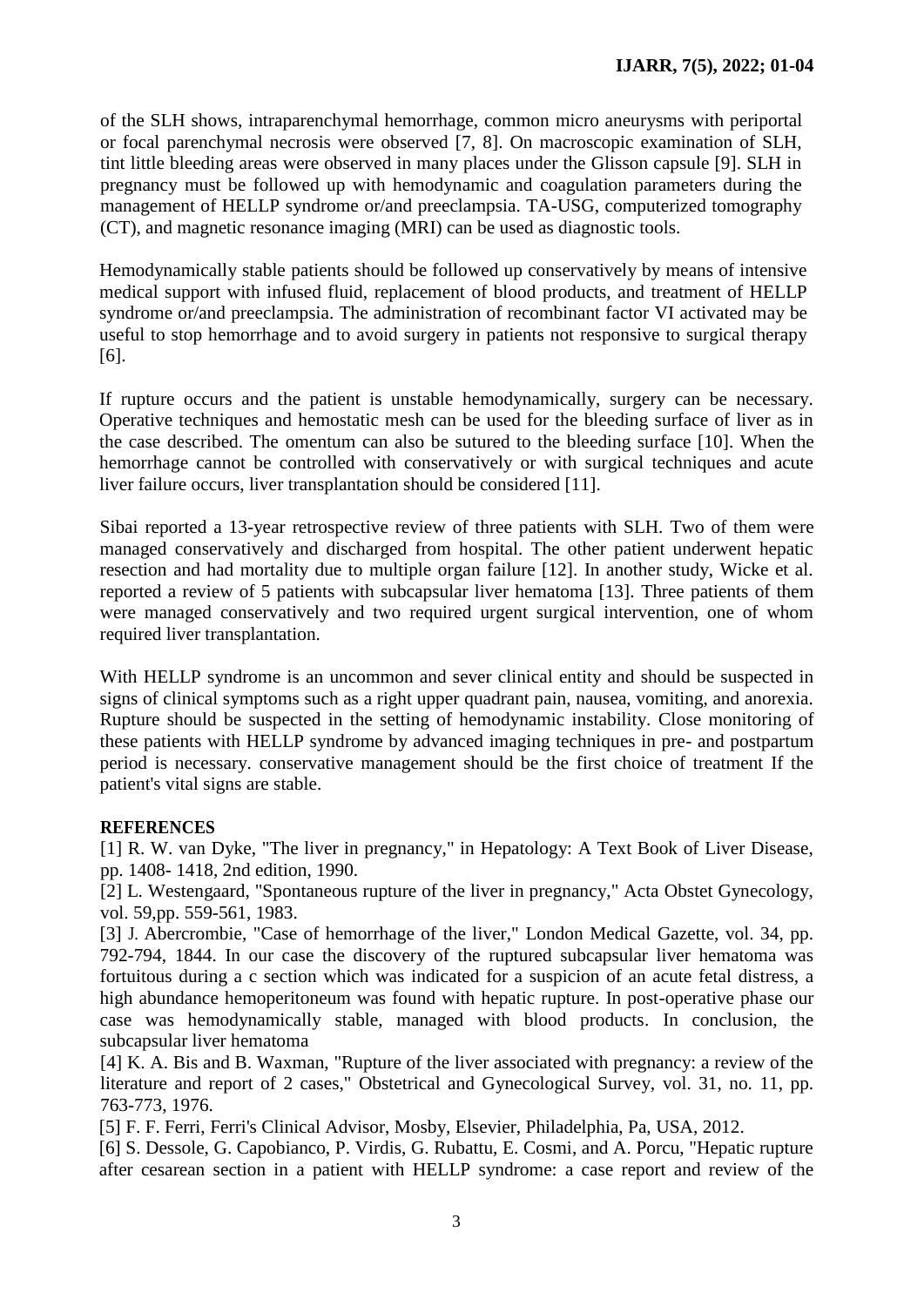of the SLH shows, intraparenchymal hemorrhage, common micro aneurysms with periportal or focal parenchymal necrosis were observed [7, 8]. On macroscopic examination of SLH, tint little bleeding areas were observed in many places under the Glisson capsule [9]. SLH in pregnancy must be followed up with hemodynamic and coagulation parameters during the management of HELLP syndrome or/and preeclampsia. TA-USG, computerized tomography (CT), and magnetic resonance imaging (MRI) can be used as diagnostic tools.

Hemodynamically stable patients should be followed up conservatively by means of intensive medical support with infused fluid, replacement of blood products, and treatment of HELLP syndrome or/and preeclampsia. The administration of recombinant factor VI activated may be useful to stop hemorrhage and to avoid surgery in patients not responsive to surgical therapy [6].

If rupture occurs and the patient is unstable hemodynamically, surgery can be necessary. Operative techniques and hemostatic mesh can be used for the bleeding surface of liver as in the case described. The omentum can also be sutured to the bleeding surface [10]. When the hemorrhage cannot be controlled with conservatively or with surgical techniques and acute liver failure occurs, liver transplantation should be considered [11].

Sibai reported a 13-year retrospective review of three patients with SLH. Two of them were managed conservatively and discharged from hospital. The other patient underwent hepatic resection and had mortality due to multiple organ failure [12]. In another study, Wicke et al. reported a review of 5 patients with subcapsular liver hematoma [13]. Three patients of them were managed conservatively and two required urgent surgical intervention, one of whom required liver transplantation.

With HELLP syndrome is an uncommon and sever clinical entity and should be suspected in signs of clinical symptoms such as a right upper quadrant pain, nausea, vomiting, and anorexia. Rupture should be suspected in the setting of hemodynamic instability. Close monitoring of these patients with HELLP syndrome by advanced imaging techniques in pre- and postpartum period is necessary. conservative management should be the first choice of treatment If the patient's vital signs are stable.

**REFERENCES**

[1] R. W. van Dyke, "The liver in pregnancy," in Hepatology: A Text Book of Liver Disease, pp. 1408- 1418, 2nd edition, 1990.

[2] L. Westengaard, "Spontaneous rupture of the liver in pregnancy," Acta Obstet Gynecology, vol. 59,pp. 559-561, 1983.

[3] J. Abercrombie, "Case of hemorrhage of the liver," London Medical Gazette, vol. 34, pp. 792-794, 1844. In our case the discovery of the ruptured subcapsular liver hematoma was fortuitous during a c section which was indicated for a suspicion of an acute fetal distress, a high abundance hemoperitoneum was found with hepatic rupture. In post-operative phase our case was hemodynamically stable, managed with blood products. In conclusion, the subcapsular liver hematoma

[4] K. A. Bis and B. Waxman, "Rupture of the liver associated with pregnancy: a review of the literature and report of 2 cases," Obstetrical and Gynecological Survey, vol. 31, no. 11, pp. 763-773, 1976.

[5] F. F. Ferri, Ferri's Clinical Advisor, Mosby, Elsevier, Philadelphia, Pa, USA, 2012.

[6] S. Dessole, G. Capobianco, P. Virdis, G. Rubattu, E. Cosmi, and A. Porcu, "Hepatic rupture after cesarean section in a patient with HELLP syndrome: a case report and review of the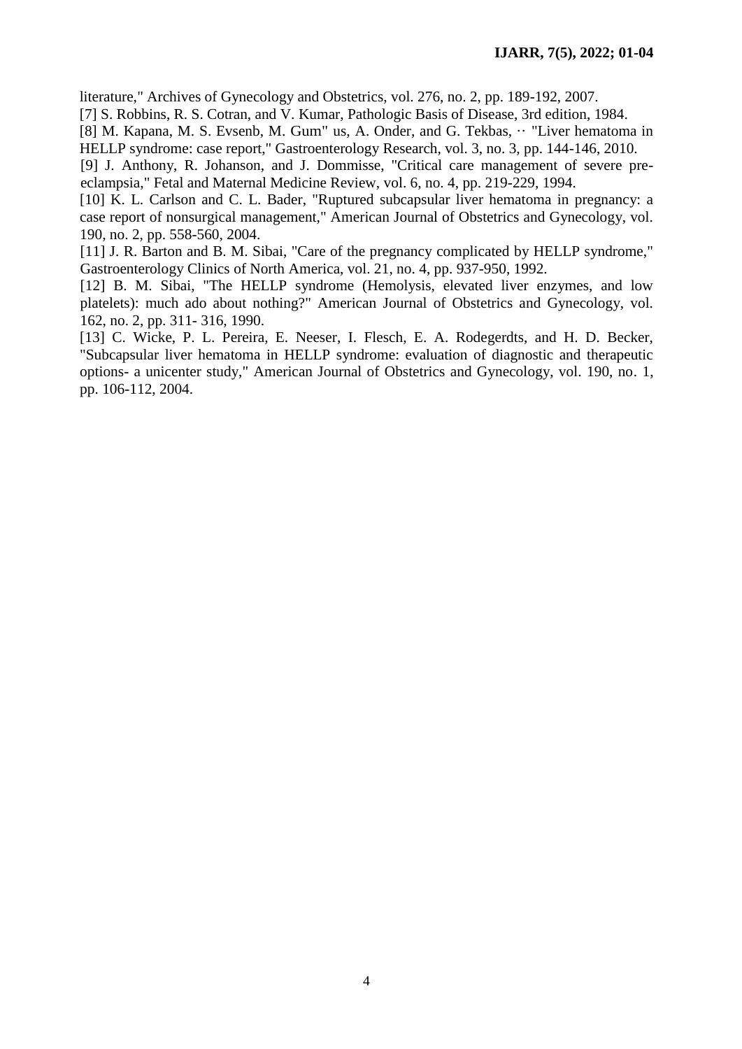literature," Archives of Gynecology and Obstetrics, vol. 276, no. 2, pp. 189-192, 2007.

[7] S. Robbins, R. S. Cotran, and V. Kumar, Pathologic Basis of Disease, 3rd edition, 1984.

[8] M. Kapana, M. S. Evsenb, M. Gum" us, A. Onder, and G. Tekbas, ¨ "Liver hematoma in HELLP syndrome: case report," Gastroenterology Research, vol. 3, no. 3, pp. 144-146, 2010.

[9] J. Anthony, R. Johanson, and J. Dommisse, "Critical care management of severe pre-eclampsia," Fetal and Maternal Medicine Review, vol. 6, no. 4, pp. 219-229, 1994.

[10] K. L. Carlson and C. L. Bader, "Ruptured subcapsular liver hematoma in pregnancy: a case report of nonsurgical management," American Journal of Obstetrics and Gynecology, vol. 190, no. 2, pp. 558-560, 2004.

[11] J. R. Barton and B. M. Sibai, "Care of the pregnancy complicated by HELLP syndrome," Gastroenterology Clinics of North America, vol. 21, no. 4, pp. 937-950, 1992.

[12] B. M. Sibai, "The HELLP syndrome (Hemolysis, elevated liver enzymes, and low platelets): much ado about nothing?" American Journal of Obstetrics and Gynecology, vol. 162, no. 2, pp. 311- 316, 1990.

[13] C. Wicke, P. L. Pereira, E. Neeser, I. Flesch, E. A. Rodegerdts, and H. D. Becker, "Subcapsular liver hematoma in HELLP syndrome: evaluation of diagnostic and therapeutic options- a unicenter study," American Journal of Obstetrics and Gynecology, vol. 190, no. 1, pp. 106-112, 2004.